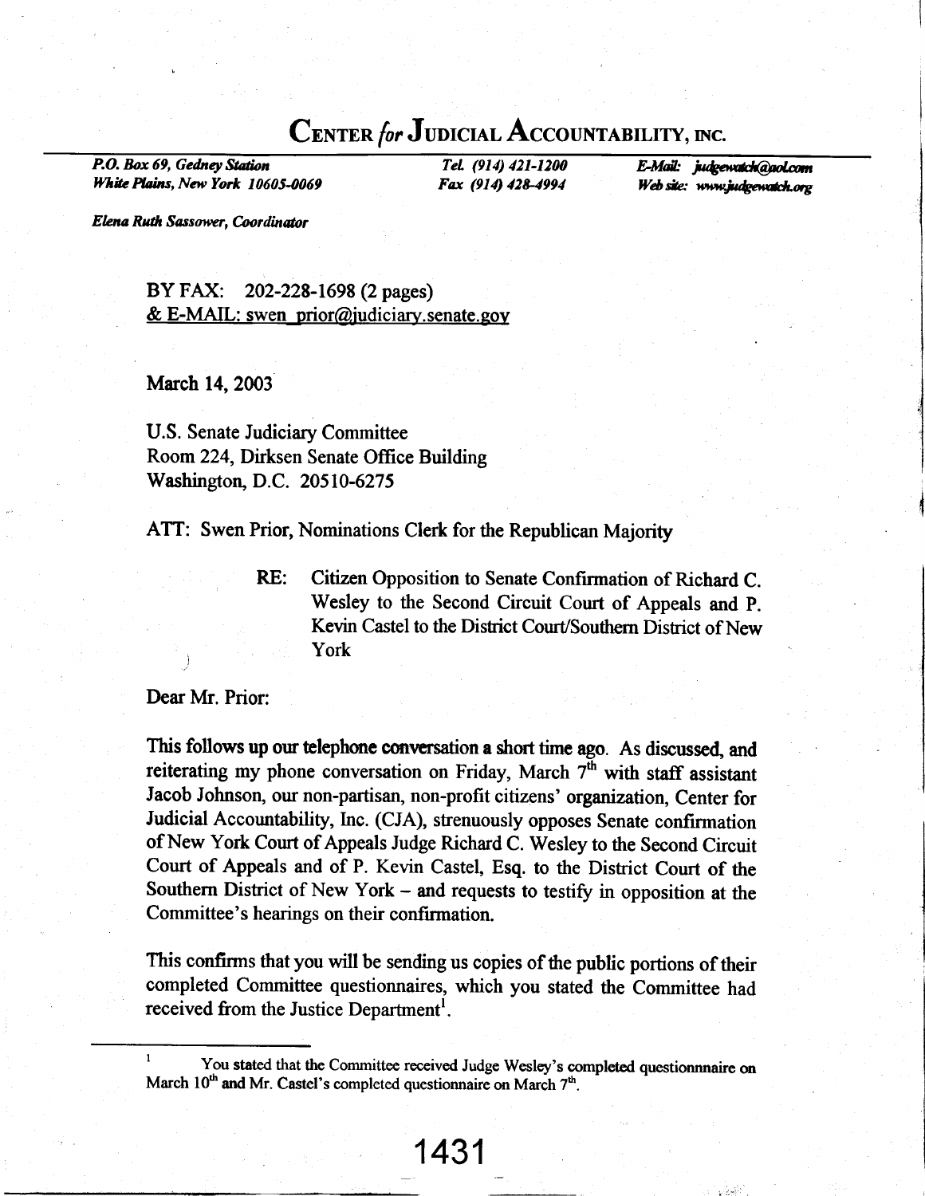# CENTER *for* JUDICIAL ACCOUNTABILITY, INC.

*P.O. Box 69, Gedney Station*
*White Plains, New York 10605-0069*

*Tel. (914) 421-1200*
*Fax (914) 428-4994*

*E-Mail: judgewatch@aol.com*
*Web site: www.judgewatch.org*

*Elena Ruth Sassower, Coordinator*

BY FAX: 202-228-1698 (2 pages)
& E-MAIL: swen_prior@judiciary.senate.gov

March 14, 2003

U.S. Senate Judiciary Committee
Room 224, Dirksen Senate Office Building
Washington, D.C. 20510-6275

ATT: Swen Prior, Nominations Clerk for the Republican Majority

RE: Citizen Opposition to Senate Confirmation of Richard C. Wesley to the Second Circuit Court of Appeals and P. Kevin Castel to the District Court/Southern District of New York

Dear Mr. Prior:

This follows up our telephone conversation a short time ago. As discussed, and reiterating my phone conversation on Friday, March 7th with staff assistant Jacob Johnson, our non-partisan, non-profit citizens' organization, Center for Judicial Accountability, Inc. (CJA), strenuously opposes Senate confirmation of New York Court of Appeals Judge Richard C. Wesley to the Second Circuit Court of Appeals and of P. Kevin Castel, Esq. to the District Court of the Southern District of New York – and requests to testify in opposition at the Committee's hearings on their confirmation.

This confirms that you will be sending us copies of the public portions of their completed Committee questionnaires, which you stated the Committee had received from the Justice Department[1].

[1] You stated that the Committee received Judge Wesley's completed questionnnaire on March 10th and Mr. Castel's completed questionnaire on March 7th.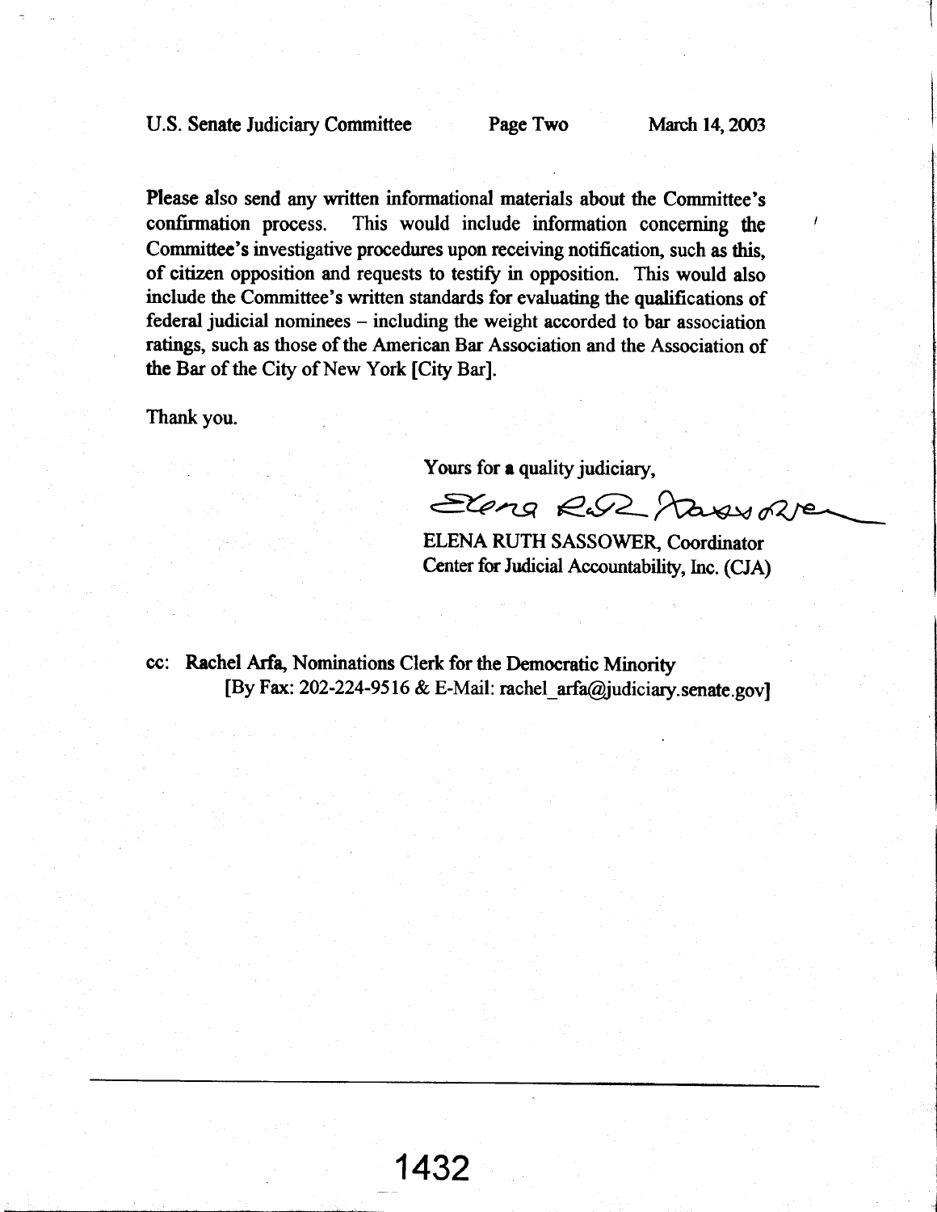Please also send any written informational materials about the Committee's confirmation process. This would include information concerning the Committee's investigative procedures upon receiving notification, such as this, of citizen opposition and requests to testify in opposition. This would also include the Committee's written standards for evaluating the qualifications of federal judicial nominees – including the weight accorded to bar association ratings, such as those of the American Bar Association and the Association of the Bar of the City of New York [City Bar].

Thank you.

Yours for a quality judiciary,

ELENA RUTH SASSOWER, Coordinator
Center for Judicial Accountability, Inc. (CJA)

cc: **Rachel Arfa, Nominations Clerk for the Democratic Minority**
[By Fax: 202-224-9516 & E-Mail: rachel_arfa@judiciary.senate.gov]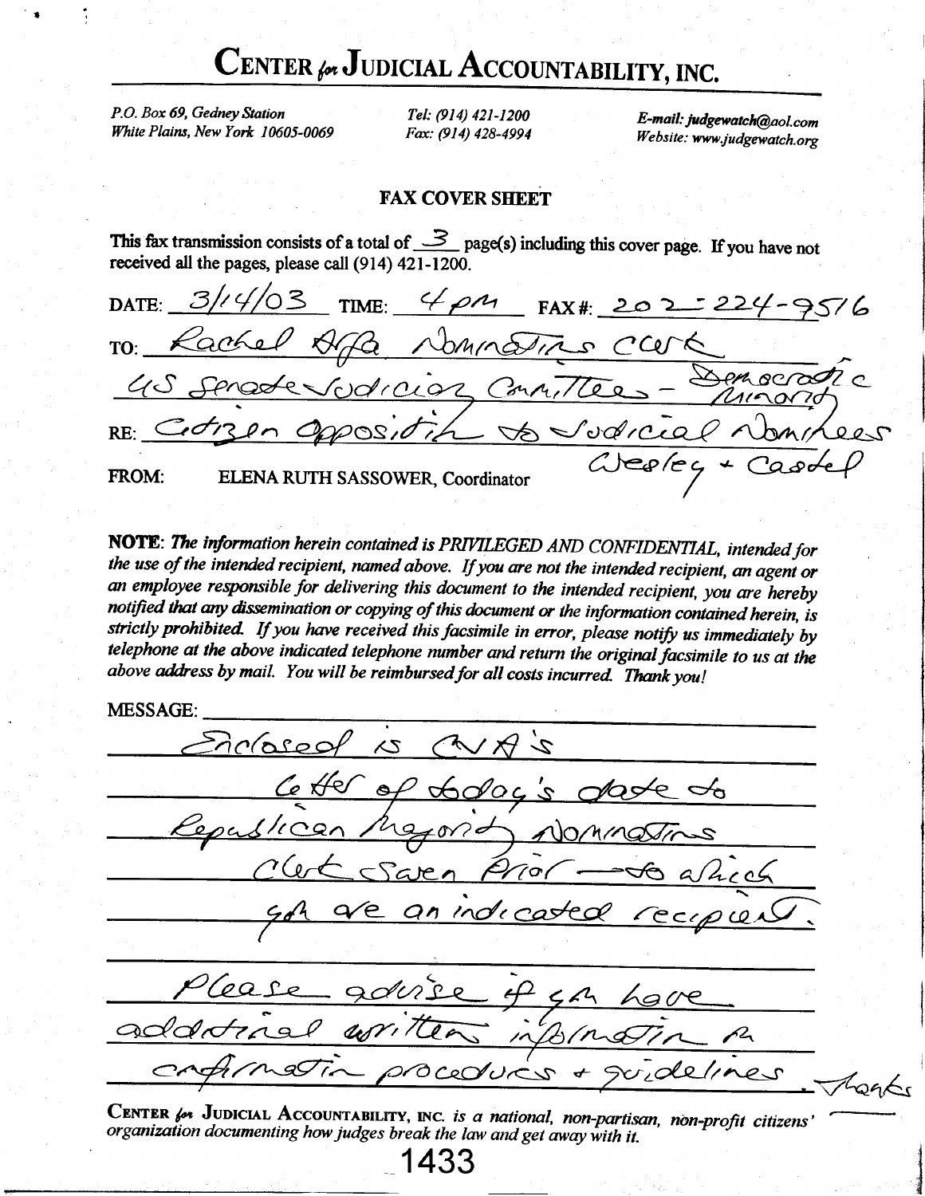# CENTER *for* JUDICIAL ACCOUNTABILITY, INC.

*P.O. Box 69, Gedney Station*
*White Plains, New York 10605-0069*

*Tel: (914) 421-1200*
*Fax: (914) 428-4994*

*E-mail: judgewatch@aol.com*
*Website: www.judgewatch.org*

## FAX COVER SHEET

This fax transmission consists of a total of 3 page(s) including this cover page. If you have not received all the pages, please call (914) 421-1200.

DATE: 3/14/03 TIME: 4 pm FAX #: 202-224-9516

TO: Rachel Affa Nominations Clerk
US Senate Judiciary Committee - Democratic Minority

RE: Citizen Opposition to Judicial Nominees Wesley + Castel

FROM: ELENA RUTH SASSOWER, Coordinator

**NOTE**: *The information herein contained is PRIVILEGED AND CONFIDENTIAL, intended for the use of the intended recipient, named above. If you are not the intended recipient, an agent or an employee responsible for delivering this document to the intended recipient, you are hereby notified that any dissemination or copying of this document or the information contained herein, is strictly prohibited. If you have received this facsimile in error, please notify us immediately by telephone at the above indicated telephone number and return the original facsimile to us at the above address by mail. You will be reimbursed for all costs incurred. Thank you!*

MESSAGE:

Enclosed is CJA's letter of today's date to Republican Majority Nominations Clerk Swen Prior — to which you are an indicated recipient.

Please advise if you have additional written information re confirmation procedures + guidelines. Thanks

CENTER *for* JUDICIAL ACCOUNTABILITY, INC. *is a national, non-partisan, non-profit citizens' organization documenting how judges break the law and get away with it.*

1433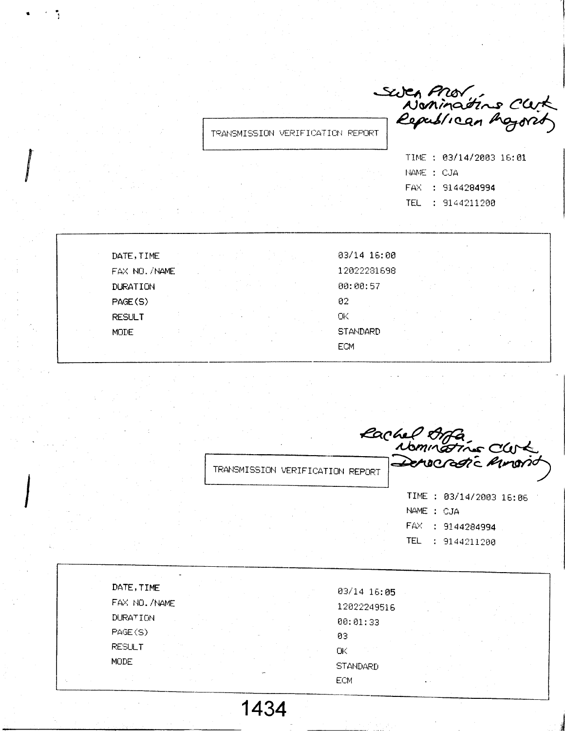Susan Prior, Nominations Clerk Republican Majority

TRANSMISSION VERIFICATION REPORT

TIME : 03/14/2003 16:01
NAME : CJA
FAX : 9144284994
TEL : 9144211200

| | |
|---|---|
| DATE,TIME | 03/14 16:00 |
| FAX NO./NAME | 12022281698 |
| DURATION | 00:00:57 |
| PAGE(S) | 02 |
| RESULT | OK |
| MODE | STANDARD<br>ECM |

Rachel Arfa, Nominations Clerk Democratic Minority

TRANSMISSION VERIFICATION REPORT

TIME : 03/14/2003 16:06
NAME : CJA
FAX : 9144284994
TEL : 9144211200

| | |
|---|---|
| DATE,TIME | 03/14 16:05 |
| FAX NO./NAME | 12022249516 |
| DURATION | 00:01:33 |
| PAGE(S) | 03 |
| RESULT | OK |
| MODE | STANDARD<br>ECM |

1434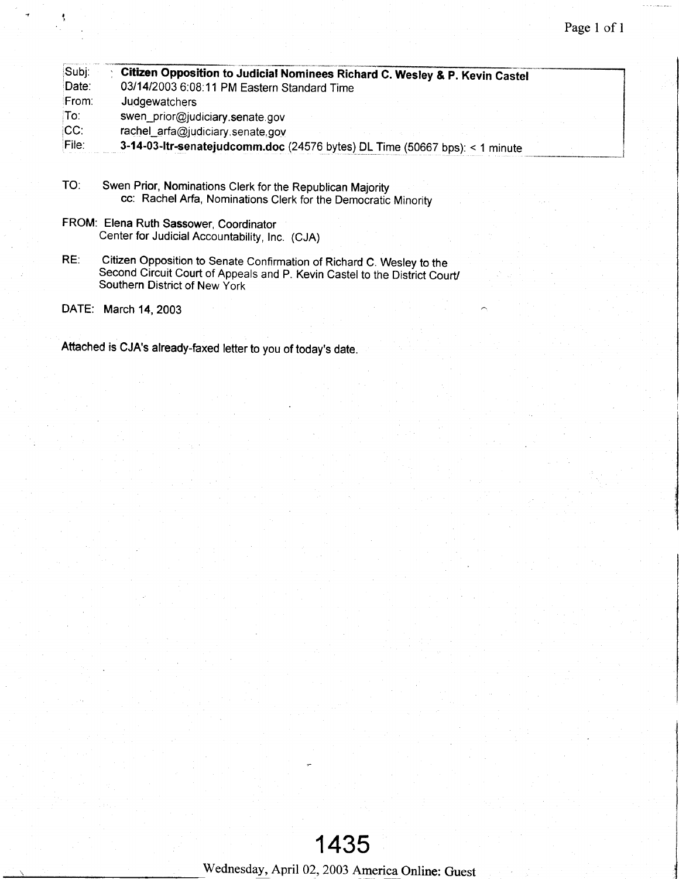| | |
|---|---|
| Subj: | **Citizen Opposition to Judicial Nominees Richard C. Wesley & P. Kevin Castel** |
| Date: | 03/14/2003 6:08:11 PM Eastern Standard Time |
| From: | Judgewatchers |
| To: | swen_prior@judiciary.senate.gov |
| CC: | rachel_arfa@judiciary.senate.gov |
| File: | **3-14-03-ltr-senatejudcomm.doc** (24576 bytes) DL Time (50667 bps): < 1 minute |

TO: Swen Prior, Nominations Clerk for the Republican Majority
cc: Rachel Arfa, Nominations Clerk for the Democratic Minority

FROM: Elena Ruth Sassower, Coordinator
Center for Judicial Accountability, Inc. (CJA)

RE: Citizen Opposition to Senate Confirmation of Richard C. Wesley to the Second Circuit Court of Appeals and P. Kevin Castel to the District Court/ Southern District of New York

DATE: March 14, 2003

Attached is CJA's already-faxed letter to you of today's date.

1435

Wednesday, April 02, 2003 America Online: Guest